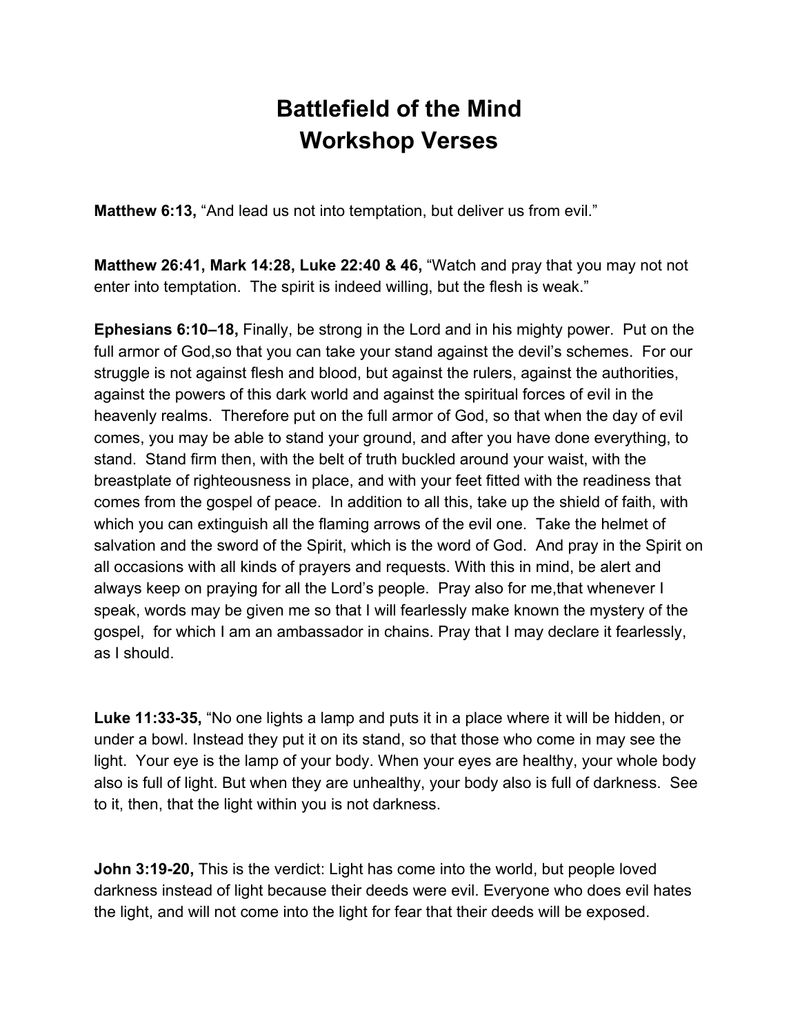# Battlefield of the Mind
# Workshop Verses

**Matthew 6:13,** "And lead us not into temptation, but deliver us from evil."

**Matthew 26:41, Mark 14:28, Luke 22:40 & 46,** "Watch and pray that you may not not enter into temptation. The spirit is indeed willing, but the flesh is weak."

**Ephesians 6:10–18,** Finally, be strong in the Lord and in his mighty power. Put on the full armor of God,so that you can take your stand against the devil's schemes. For our struggle is not against flesh and blood, but against the rulers, against the authorities, against the powers of this dark world and against the spiritual forces of evil in the heavenly realms. Therefore put on the full armor of God, so that when the day of evil comes, you may be able to stand your ground, and after you have done everything, to stand. Stand firm then, with the belt of truth buckled around your waist, with the breastplate of righteousness in place, and with your feet fitted with the readiness that comes from the gospel of peace. In addition to all this, take up the shield of faith, with which you can extinguish all the flaming arrows of the evil one. Take the helmet of salvation and the sword of the Spirit, which is the word of God. And pray in the Spirit on all occasions with all kinds of prayers and requests. With this in mind, be alert and always keep on praying for all the Lord's people. Pray also for me,that whenever I speak, words may be given me so that I will fearlessly make known the mystery of the gospel, for which I am an ambassador in chains. Pray that I may declare it fearlessly, as I should.

**Luke 11:33-35,** "No one lights a lamp and puts it in a place where it will be hidden, or under a bowl. Instead they put it on its stand, so that those who come in may see the light. Your eye is the lamp of your body. When your eyes are healthy, your whole body also is full of light. But when they are unhealthy, your body also is full of darkness. See to it, then, that the light within you is not darkness.

**John 3:19-20,** This is the verdict: Light has come into the world, but people loved darkness instead of light because their deeds were evil. Everyone who does evil hates the light, and will not come into the light for fear that their deeds will be exposed.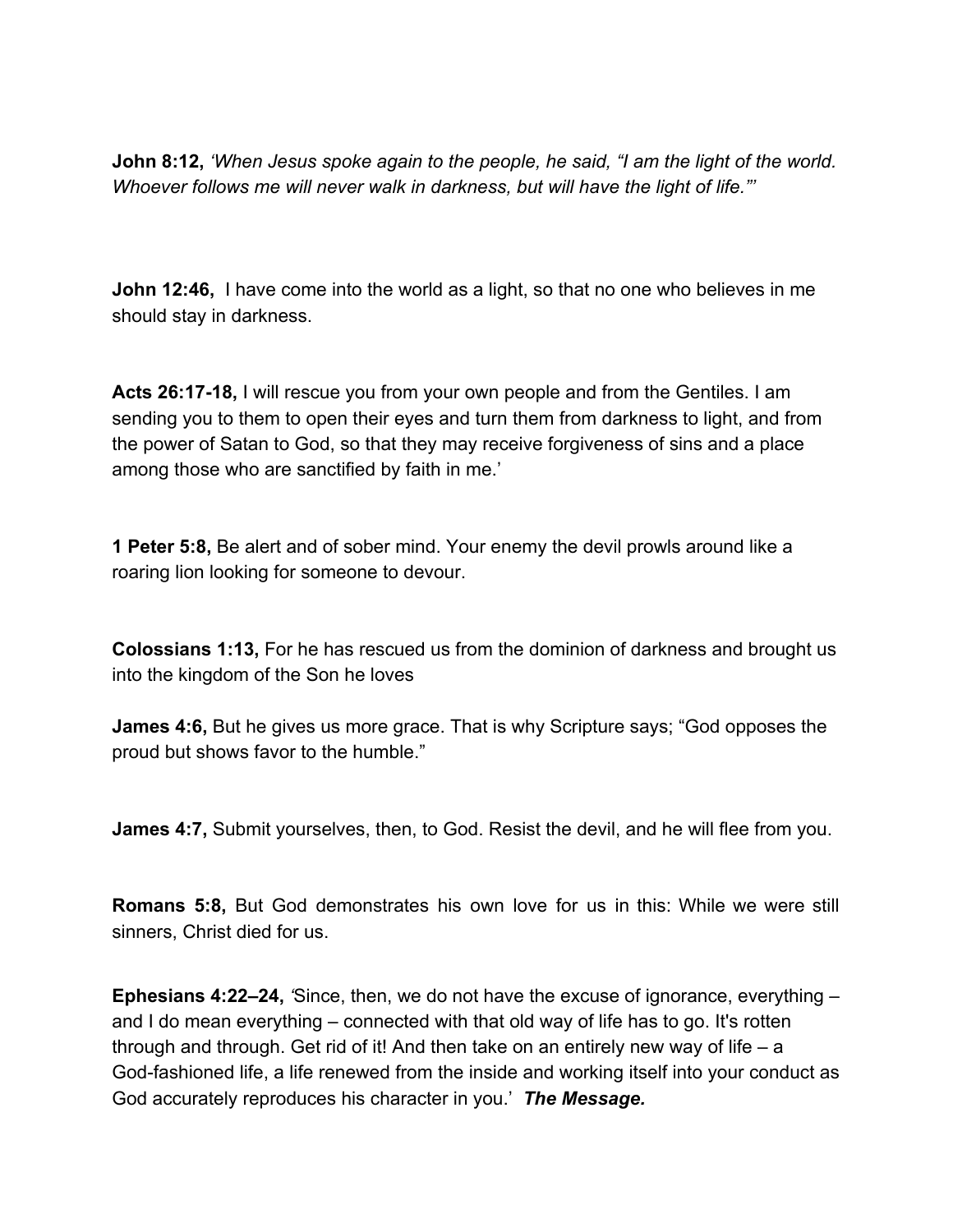**John 8:12,** *'When Jesus spoke again to the people, he said, "I am the light of the world. Whoever follows me will never walk in darkness, but will have the light of life."'*

**John 12:46,** I have come into the world as a light, so that no one who believes in me should stay in darkness.

**Acts 26:17-18,** I will rescue you from your own people and from the Gentiles. I am sending you to them to open their eyes and turn them from darkness to light, and from the power of Satan to God, so that they may receive forgiveness of sins and a place among those who are sanctified by faith in me.'

**1 Peter 5:8,** Be alert and of sober mind. Your enemy the devil prowls around like a roaring lion looking for someone to devour.

**Colossians 1:13,** For he has rescued us from the dominion of darkness and brought us into the kingdom of the Son he loves

**James 4:6,** But he gives us more grace. That is why Scripture says; "God opposes the proud but shows favor to the humble."

**James 4:7,** Submit yourselves, then, to God. Resist the devil, and he will flee from you.

**Romans 5:8,** But God demonstrates his own love for us in this: While we were still sinners, Christ died for us.

**Ephesians 4:22–24,** *'*Since, then, we do not have the excuse of ignorance, everything – and I do mean everything – connected with that old way of life has to go. It's rotten through and through. Get rid of it! And then take on an entirely new way of life – a God-fashioned life, a life renewed from the inside and working itself into your conduct as God accurately reproduces his character in you.' ***The Message.***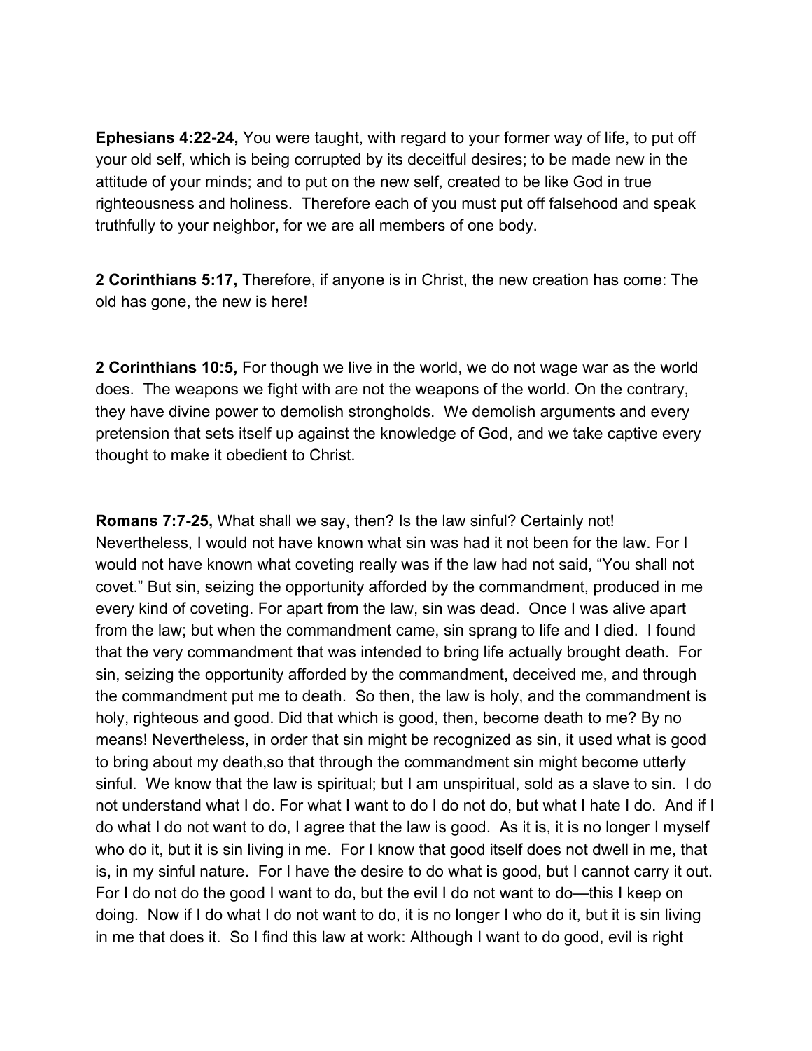**Ephesians 4:22-24,** You were taught, with regard to your former way of life, to put off your old self, which is being corrupted by its deceitful desires; to be made new in the attitude of your minds; and to put on the new self, created to be like God in true righteousness and holiness. Therefore each of you must put off falsehood and speak truthfully to your neighbor, for we are all members of one body.

**2 Corinthians 5:17,** Therefore, if anyone is in Christ, the new creation has come: The old has gone, the new is here!

**2 Corinthians 10:5,** For though we live in the world, we do not wage war as the world does. The weapons we fight with are not the weapons of the world. On the contrary, they have divine power to demolish strongholds. We demolish arguments and every pretension that sets itself up against the knowledge of God, and we take captive every thought to make it obedient to Christ.

**Romans 7:7-25,** What shall we say, then? Is the law sinful? Certainly not! Nevertheless, I would not have known what sin was had it not been for the law. For I would not have known what coveting really was if the law had not said, "You shall not covet." But sin, seizing the opportunity afforded by the commandment, produced in me every kind of coveting. For apart from the law, sin was dead. Once I was alive apart from the law; but when the commandment came, sin sprang to life and I died. I found that the very commandment that was intended to bring life actually brought death. For sin, seizing the opportunity afforded by the commandment, deceived me, and through the commandment put me to death. So then, the law is holy, and the commandment is holy, righteous and good. Did that which is good, then, become death to me? By no means! Nevertheless, in order that sin might be recognized as sin, it used what is good to bring about my death,so that through the commandment sin might become utterly sinful. We know that the law is spiritual; but I am unspiritual, sold as a slave to sin. I do not understand what I do. For what I want to do I do not do, but what I hate I do. And if I do what I do not want to do, I agree that the law is good. As it is, it is no longer I myself who do it, but it is sin living in me. For I know that good itself does not dwell in me, that is, in my sinful nature. For I have the desire to do what is good, but I cannot carry it out. For I do not do the good I want to do, but the evil I do not want to do—this I keep on doing. Now if I do what I do not want to do, it is no longer I who do it, but it is sin living in me that does it. So I find this law at work: Although I want to do good, evil is right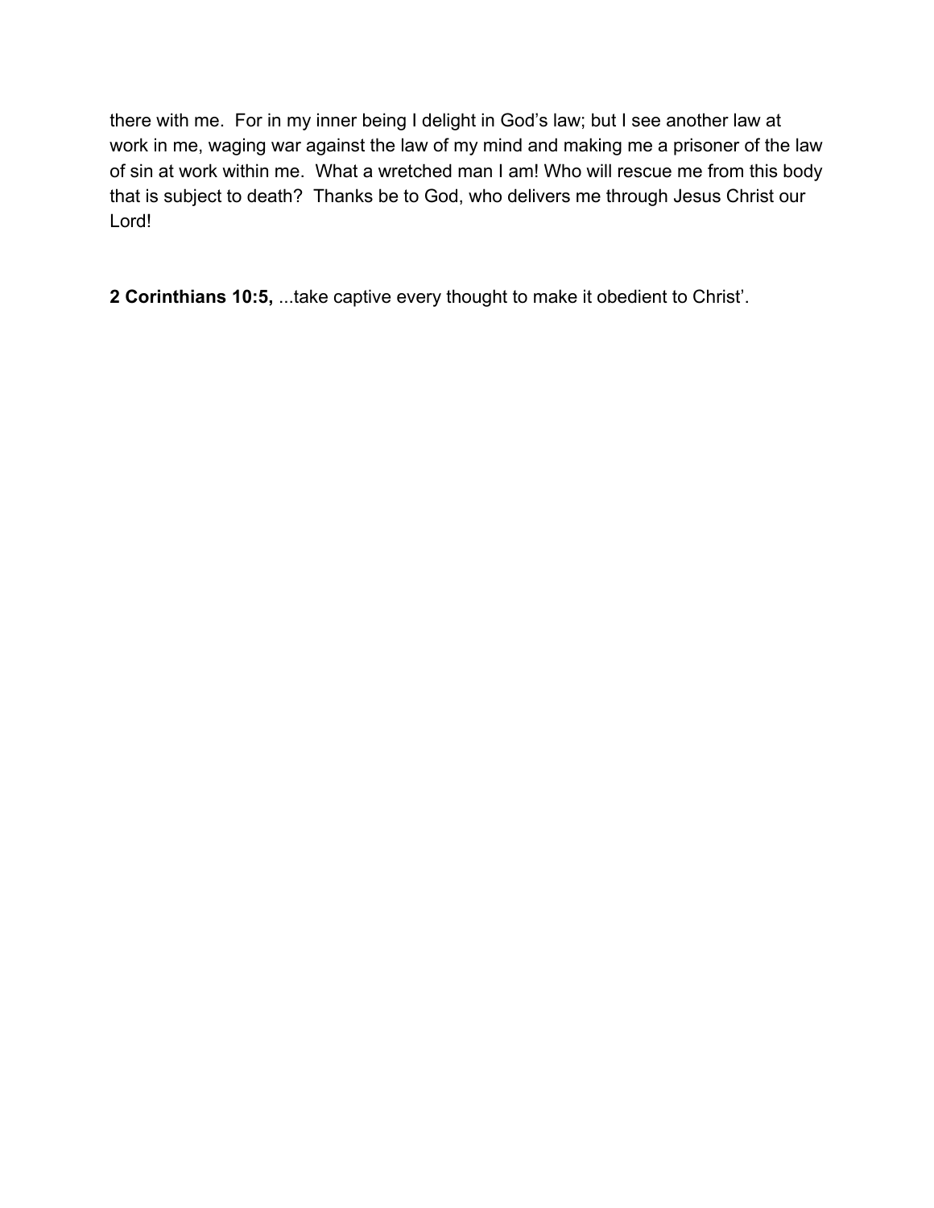there with me. For in my inner being I delight in God's law; but I see another law at work in me, waging war against the law of my mind and making me a prisoner of the law of sin at work within me. What a wretched man I am! Who will rescue me from this body that is subject to death? Thanks be to God, who delivers me through Jesus Christ our Lord!

**2 Corinthians 10:5,** ...take captive every thought to make it obedient to Christ'.